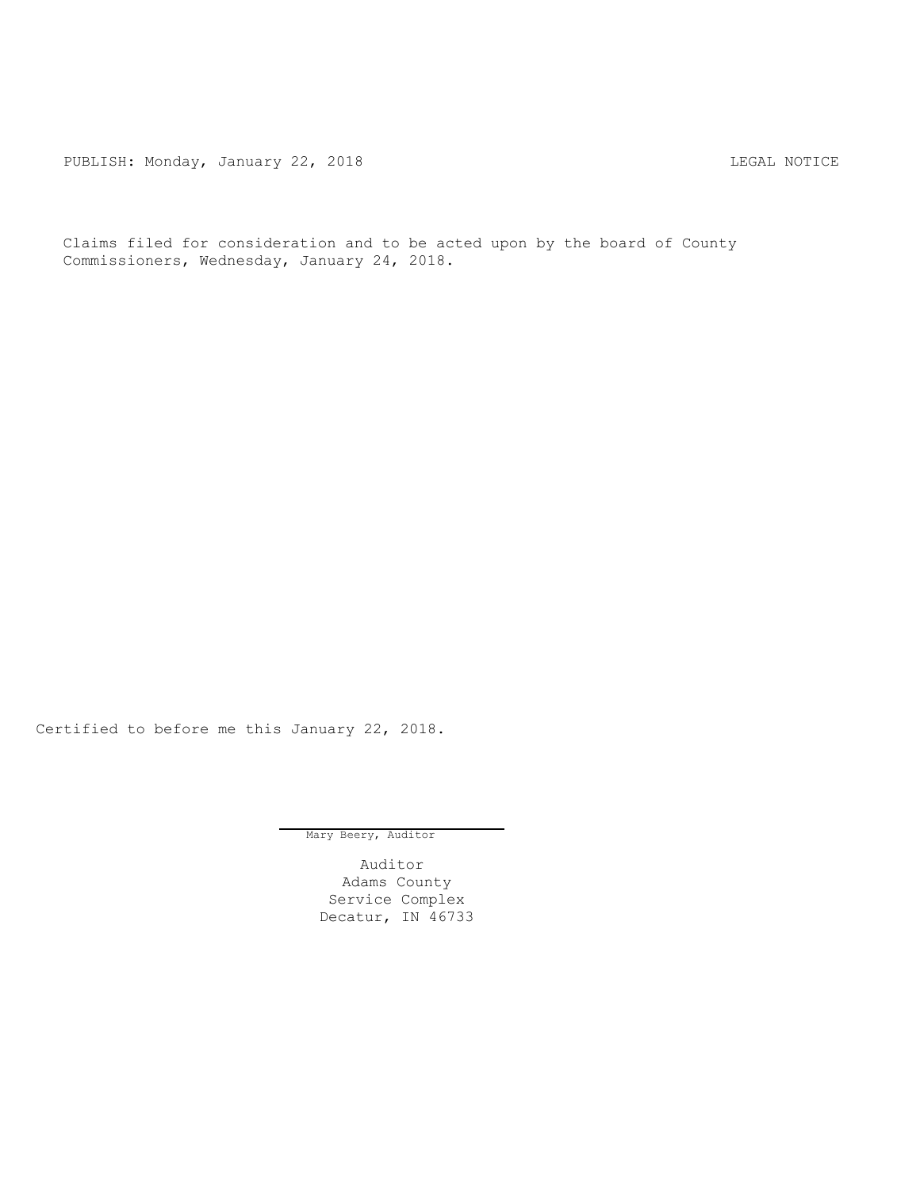PUBLISH: Monday, January 22, 2018 LEGAL NOTICE

Claims filed for consideration and to be acted upon by the board of County Commissioners, Wednesday, January 24, 2018.

Certified to before me this January 22, 2018.

Mary Beery, Auditor

Auditor
Adams County
Service Complex
Decatur, IN 46733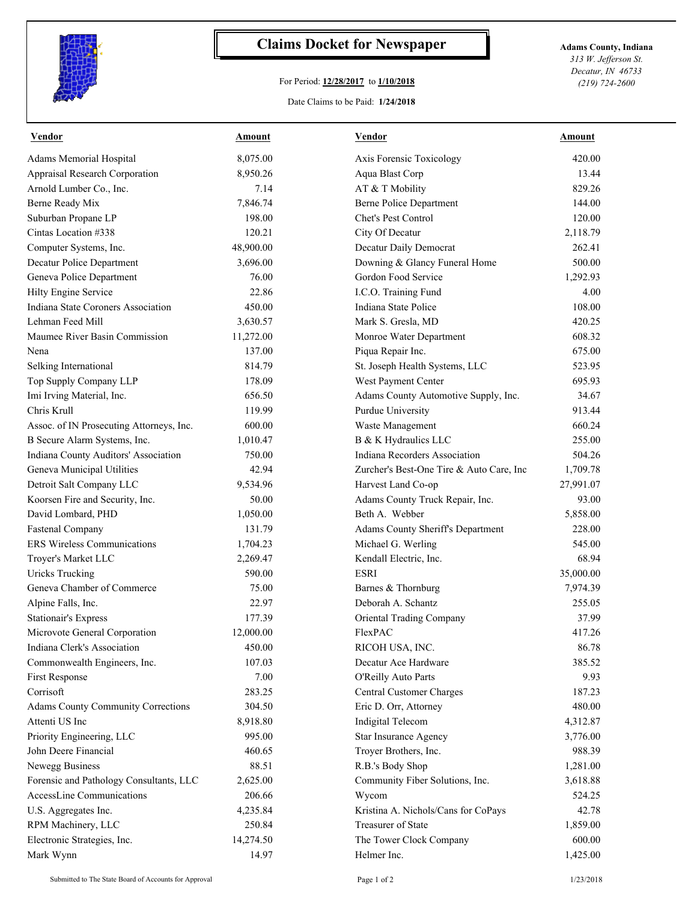# Claims Docket for Newspaper

For Period: **12/28/2017** to **1/10/2018**

Date Claims to be Paid: **1/24/2018**

**Adams County, Indiana**
*313 W. Jefferson St.*
*Decatur, IN 46733*
*(219) 724-2600*

| Vendor | Amount | Vendor | Amount |
|---|---|---|---|
| Adams Memorial Hospital | 8,075.00 | Axis Forensic Toxicology | 420.00 |
| Appraisal Research Corporation | 8,950.26 | Aqua Blast Corp | 13.44 |
| Arnold Lumber Co., Inc. | 7.14 | AT & T Mobility | 829.26 |
| Berne Ready Mix | 7,846.74 | Berne Police Department | 144.00 |
| Suburban Propane LP | 198.00 | Chet's Pest Control | 120.00 |
| Cintas Location #338 | 120.21 | City Of Decatur | 2,118.79 |
| Computer Systems, Inc. | 48,900.00 | Decatur Daily Democrat | 262.41 |
| Decatur Police Department | 3,696.00 | Downing & Glancy Funeral Home | 500.00 |
| Geneva Police Department | 76.00 | Gordon Food Service | 1,292.93 |
| Hilty Engine Service | 22.86 | I.C.O. Training Fund | 4.00 |
| Indiana State Coroners Association | 450.00 | Indiana State Police | 108.00 |
| Lehman Feed Mill | 3,630.57 | Mark S. Gresla, MD | 420.25 |
| Maumee River Basin Commission | 11,272.00 | Monroe Water Department | 608.32 |
| Nena | 137.00 | Piqua Repair Inc. | 675.00 |
| Selking International | 814.79 | St. Joseph Health Systems, LLC | 523.95 |
| Top Supply Company LLP | 178.09 | West Payment Center | 695.93 |
| Imi Irving Material, Inc. | 656.50 | Adams County Automotive Supply, Inc. | 34.67 |
| Chris Krull | 119.99 | Purdue University | 913.44 |
| Assoc. of IN Prosecuting Attorneys, Inc. | 600.00 | Waste Management | 660.24 |
| B Secure Alarm Systems, Inc. | 1,010.47 | B & K Hydraulics LLC | 255.00 |
| Indiana County Auditors' Association | 750.00 | Indiana Recorders Association | 504.26 |
| Geneva Municipal Utilities | 42.94 | Zurcher's Best-One Tire & Auto Care, Inc | 1,709.78 |
| Detroit Salt Company LLC | 9,534.96 | Harvest Land Co-op | 27,991.07 |
| Koorsen Fire and Security, Inc. | 50.00 | Adams County Truck Repair, Inc. | 93.00 |
| David Lombard, PHD | 1,050.00 | Beth A. Webber | 5,858.00 |
| Fastenal Company | 131.79 | Adams County Sheriff's Department | 228.00 |
| ERS Wireless Communications | 1,704.23 | Michael G. Werling | 545.00 |
| Troyer's Market LLC | 2,269.47 | Kendall Electric, Inc. | 68.94 |
| Uricks Trucking | 590.00 | ESRI | 35,000.00 |
| Geneva Chamber of Commerce | 75.00 | Barnes & Thornburg | 7,974.39 |
| Alpine Falls, Inc. | 22.97 | Deborah A. Schantz | 255.05 |
| Stationair's Express | 177.39 | Oriental Trading Company | 37.99 |
| Microvote General Corporation | 12,000.00 | FlexPAC | 417.26 |
| Indiana Clerk's Association | 450.00 | RICOH USA, INC. | 86.78 |
| Commonwealth Engineers, Inc. | 107.03 | Decatur Ace Hardware | 385.52 |
| First Response | 7.00 | O'Reilly Auto Parts | 9.93 |
| Corrisoft | 283.25 | Central Customer Charges | 187.23 |
| Adams County Community Corrections | 304.50 | Eric D. Orr, Attorney | 480.00 |
| Attenti US Inc | 8,918.80 | Indigital Telecom | 4,312.87 |
| Priority Engineering, LLC | 995.00 | Star Insurance Agency | 3,776.00 |
| John Deere Financial | 460.65 | Troyer Brothers, Inc. | 988.39 |
| Newegg Business | 88.51 | R.B.'s Body Shop | 1,281.00 |
| Forensic and Pathology Consultants, LLC | 2,625.00 | Community Fiber Solutions, Inc. | 3,618.88 |
| AccessLine Communications | 206.66 | Wycom | 524.25 |
| U.S. Aggregates Inc. | 4,235.84 | Kristina A. Nichols/Cans for CoPays | 42.78 |
| RPM Machinery, LLC | 250.84 | Treasurer of State | 1,859.00 |
| Electronic Strategies, Inc. | 14,274.50 | The Tower Clock Company | 600.00 |
| Mark Wynn | 14.97 | Helmer Inc. | 1,425.00 |

Submitted to The State Board of Accounts for Approval 1/23/2018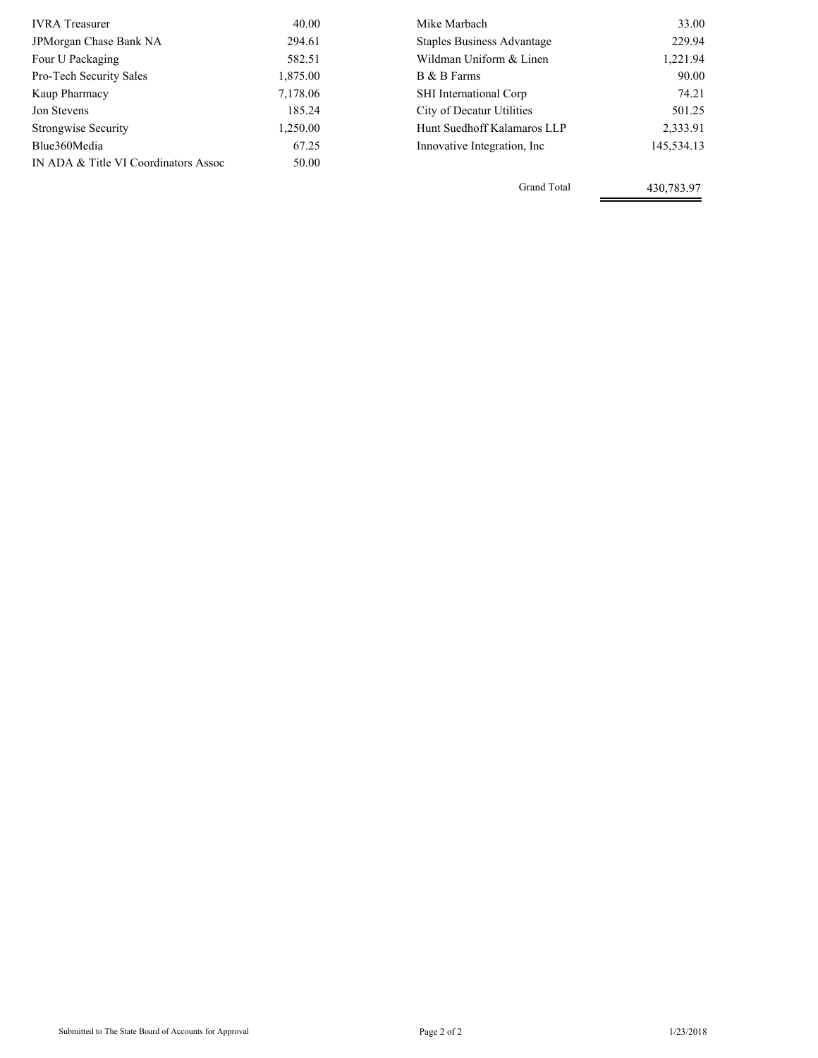| | |
|---|---|
| IVRA Treasurer | 40.00 |
| JPMorgan Chase Bank NA | 294.61 |
| Four U Packaging | 582.51 |
| Pro-Tech Security Sales | 1,875.00 |
| Kaup Pharmacy | 7,178.06 |
| Jon Stevens | 185.24 |
| Strongwise Security | 1,250.00 |
| Blue360Media | 67.25 |
| IN ADA & Title VI Coordinators Assoc | 50.00 |
| Mike Marbach | 33.00 |
| Staples Business Advantage | 229.94 |
| Wildman Uniform & Linen | 1,221.94 |
| B & B Farms | 90.00 |
| SHI International Corp | 74.21 |
| City of Decatur Utilities | 501.25 |
| Hunt Suedhoff Kalamaros LLP | 2,333.91 |
| Innovative Integration, Inc | 145,534.13 |
| Grand Total | 430,783.97 |

Submitted to The State Board of Accounts for Approval

1/23/2018